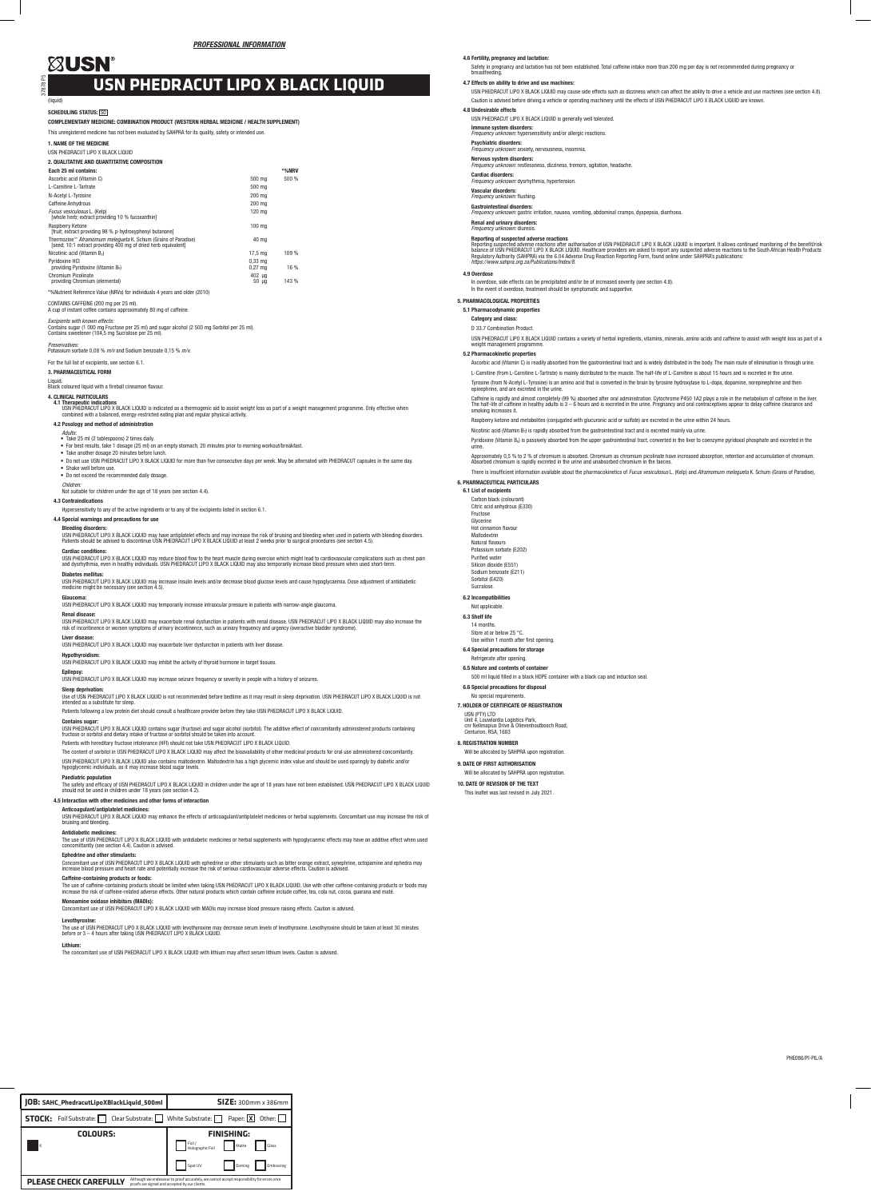*PROFESSIONAL INFORMATION*

USN®

# USN PHEDRACUT LIPO X BLACK LIQUID

(liquid)

**SCHEDULING STATUS:** S0

**COMPLEMENTARY MEDICINE: COMBINATION PRODUCT (WESTERN HERBAL MEDICINE / HEALTH SUPPLEMENT)**

This unregistered medicine has not been evaluated by SAHPRA for its quality, safety or intended use.

## 1. NAME OF THE MEDICINE

USN PHEDRACUT LIPO X BLACK LIQUID

## 2. QUALITATIVE AND QUANTITATIVE COMPOSITION

| Each 25 ml contains: | | *%NRV |
|---|---|---|
| Ascorbic acid (Vitamin C) | 500 mg | 500 % |
| L-Carnitine L-Tartrate | 500 mg | |
| N-Acetyl L-Tyrosine | 200 mg | |
| Caffeine Anhydrous | 200 mg | |
| *Fucus vesiculosus* L. (Kelp) [whole herb; extract providing 10 % fucoxanthin] | 120 mg | |
| Raspberry Ketone [fruit; extract providing 98 % p-hydroxyphenyl butanone] | 100 mg | |
| Thermozine™ *Aframomum melegueta* K. Schum (Grains of Paradise) [seed; 10:1 extract providing 400 mg of dried herb equivalent] | 40 mg | |
| Nicotinic acid (Vitamin $B_3$) | 17,5 mg | 109 % |
| Pyridoxine HCl providing Pyridoxine (Vitamin $B_6$) | 0,33 mg 0,27 mg | 16 % |
| Chromium Picolinate providing Chromium (elemental) | 402 µg 50 µg | 143 % |

*%Nutrient Reference Value (NRVs) for individuals 4 years and older (2010)

CONTAINS CAFFEINE (200 mg per 25 ml).
A cup of instant coffee contains approximately 80 mg of caffeine.

*Excipients with known effects:*
Contains sugar (1 000 mg Fructose per 25 ml) and sugar alcohol (2 500 mg Sorbitol per 25 ml).
Contains sweetener (104,5 mg Sucralose per 25 ml).

*Preservatives:*
Potassium sorbate 0,08 % *m/v* and Sodium benzoate 0,15 % *m/v*.

For the full list of excipients, see section 6.1.

## 3. PHARMACEUTICAL FORM

Liquid.
Black coloured liquid with a fireball cinnamon flavour.

## 4. CLINICAL PARTICULARS

### 4.1 Therapeutic indications

USN PHEDRACUT LIPO X BLACK LIQUID is indicated as a thermogenic aid to assist weight loss as part of a weight management programme. Only effective when combined with a balanced, energy-restricted eating plan and regular physical activity.

### 4.2 Posology and method of administration

*Adults:*

- Take 25 ml (2 tablespoons) 2 times daily.
- For best results, take 1 dosage (25 ml) on an empty stomach, 20 minutes prior to morning workout/breakfast.
- Take another dosage 20 minutes before lunch.
- Do not use USN PHEDRACUT LIPO X BLACK LIQUID for more than five consecutive days per week. May be alternated with PHEDRACUT capsules in the same day.
- Shake well before use.
- Do not exceed the recommended daily dosage.

*Children:*
Not suitable for children under the age of 18 years (see section 4.4).

### 4.3 Contraindications

Hypersensitivity to any of the active ingredients or to any of the excipients listed in section 6.1.

### 4.4 Special warnings and precautions for use

**Bleeding disorders:**
USN PHEDRACUT LIPO X BLACK LIQUID may have antiplatelet effects and may increase the risk of bruising and bleeding when used in patients with bleeding disorders. Patients should be advised to discontinue USN PHEDRACUT LIPO X BLACK LIQUID at least 2 weeks prior to surgical procedures (see section 4.5).

**Cardiac conditions:**
USN PHEDRACUT LIPO X BLACK LIQUID may reduce blood flow to the heart muscle during exercise which might lead to cardiovascular complications such as chest pain and dysrhythmia, even in healthy individuals. USN PHEDRACUT LIPO X BLACK LIQUID may also temporarily increase blood pressure when used short-term.

**Diabetes mellitus:**
USN PHEDRACUT LIPO X BLACK LIQUID may increase insulin levels and/or decrease blood glucose levels and cause hypoglycaemia. Dose adjustment of antidiabetic medicine might be necessary (see section 4.5).

**Glaucoma:**
USN PHEDRACUT LIPO X BLACK LIQUID may temporarily increase intraocular pressure in patients with narrow-angle glaucoma.

**Renal disease:**
USN PHEDRACUT LIPO X BLACK LIQUID may exacerbate renal dysfunction in patients with renal disease. USN PHEDRACUT LIPO X BLACK LIQUID may also increase the risk of incontinence or worsen symptoms of urinary incontinence, such as urinary frequency and urgency (overactive bladder syndrome).

**Liver disease:**
USN PHEDRACUT LIPO X BLACK LIQUID may exacerbate liver dysfunction in patients with liver disease.

**Hypothyroidism:**
USN PHEDRACUT LIPO X BLACK LIQUID may inhibit the activity of thyroid hormone in target tissues.

**Epilepsy:**
USN PHEDRACUT LIPO X BLACK LIQUID may increase seizure frequency or severity in people with a history of seizures.

**Sleep deprivation:**
Use of USN PHEDRACUT LIPO X BLACK LIQUID is not recommended before bedtime as it may result in sleep deprivation. USN PHEDRACUT LIPO X BLACK LIQUID is not intended as a substitute for sleep.

Patients following a low protein diet should consult a healthcare provider before they take USN PHEDRACUT LIPO X BLACK LIQUID.

**Contains sugar:**
USN PHEDRACUT LIPO X BLACK LIQUID contains sugar (fructose) and sugar alcohol (sorbitol). The additive effect of concomitantly administered products containing fructose or sorbitol and dietary intake of fructose or sorbitol should be taken into account.

Patients with hereditary fructose intolerance (HFI) should not take USN PHEDRACUT LIPO X BLACK LIQUID.

The content of sorbitol in USN PHEDRACUT LIPO X BLACK LIQUID may affect the bioavailability of other medicinal products for oral use administered concomitantly.

USN PHEDRACUT LIPO X BLACK LIQUID also contains maltodextrin. Maltodextrin has a high glycemic index value and should be used sparingly by diabetic and/or hypoglycemic individuals, as it may increase blood sugar levels.

**Paediatric population**
The safety and efficacy of USN PHEDRACUT LIPO X BLACK LIQUID in children under the age of 18 years have not been established. USN PHEDRACUT LIPO X BLACK LIQUID should not be used in children under 18 years (see section 4.2).

### 4.5 Interaction with other medicines and other forms of interaction

**Anticoagulant/antiplatelet medicines:**
USN PHEDRACUT LIPO X BLACK LIQUID may enhance the effects of anticoagulant/antiplatelet medicines or herbal supplements. Concomitant use may increase the risk of bruising and bleeding.

**Antidiabetic medicines:**
The use of USN PHEDRACUT LIPO X BLACK LIQUID with antidiabetic medicines or herbal supplements with hypoglycaemic effects may have an additive effect when used concomitantly (see section 4.4). Caution is advised.

**Ephedrine and other stimulants:**
Concomitant use of USN PHEDRACUT LIPO X BLACK LIQUID with ephedrine or other stimulants such as bitter orange extract, synephrine, octopamine and ephedra may increase blood pressure and heart rate and potentially increase the risk of serious cardiovascular adverse effects. Caution is advised.

**Caffeine-containing products or foods:**
The use of caffeine-containing products should be limited when taking USN PHEDRACUT LIPO X BLACK LIQUID. Use with other caffeine-containing products or foods may increase the risk of caffeine-related adverse effects. Other natural products which contain caffeine include coffee, tea, cola nut, cocoa, guarana and maté.

**Monoamine oxidase inhibitors (MAOIs):**
Concomitant use of USN PHEDRACUT LIPO X BLACK LIQUID with MAOIs may increase blood pressure raising effects. Caution is advised.

**Levothyroxine:**
The use of USN PHEDRACUT LIPO X BLACK LIQUID with levothyroxine may decrease serum levels of levothyroxine. Levothyroxine should be taken at least 30 minutes before or 3 – 4 hours after taking USN PHEDRACUT LIPO X BLACK LIQUID.

**Lithium:**
The concomitant use of USN PHEDRACUT LIPO X BLACK LIQUID with lithium may affect serum lithium levels. Caution is advised.

### 4.6 Fertility, pregnancy and lactation:

Safety in pregnancy and lactation has not been established. Total caffeine intake more than 200 mg per day is not recommended during pregnancy or breastfeeding.

### 4.7 Effects on ability to drive and use machines:

USN PHEDRACUT LIPO X BLACK LIQUID may cause side effects such as dizziness which can affect the ability to drive a vehicle and use machines (see section 4.8).
Caution is advised before driving a vehicle or operating machinery until the effects of USN PHEDRACUT LIPO X BLACK LIQUID are known.

### 4.8 Undesirable effects

USN PHEDRACUT LIPO X BLACK LIQUID is generally well tolerated.

**Immune system disorders:**
*Frequency unknown:* hypersensitivity and/or allergic reactions.

**Psychiatric disorders:**
*Frequency unknown:* anxiety, nervousness, insomnia.

**Nervous system disorders:**
*Frequency unknown:* restlessness, dizziness, tremors, agitation, headache.

**Cardiac disorders:**
*Frequency unknown:* dysrhythmia, hypertension.

**Vascular disorders:**
*Frequency unknown:* flushing.

**Gastrointestinal disorders:**
*Frequency unknown:* gastric irritation, nausea, vomiting, abdominal cramps, dyspepsia, diarrhoea.

**Renal and urinary disorders:**
*Frequency unknown:* diuresis.

**Reporting of suspected adverse reactions**
Reporting suspected adverse reactions after authorisation of USN PHEDRACUT LIPO X BLACK LIQUID is important. It allows continued monitoring of the benefit/risk balance of USN PHEDRACUT LIPO X BLACK LIQUID. Healthcare providers are asked to report any suspected adverse reactions to the South African Health Products Regulatory Authority (SAHPRA) via the 6.04 Adverse Drug Reaction Reporting Form, found online under SAHPRA's publications: *https://www.sahpra.org.za/Publications/Index/8.*

### 4.9 Overdose

In overdose, side effects can be precipitated and/or be of increased severity (see section 4.8).
In the event of overdose, treatment should be symptomatic and supportive.

## 5. PHARMACOLOGICAL PROPERTIES

### 5.1 Pharmacodynamic properties

**Category and class:**

D 33.7 Combination Product.

USN PHEDRACUT LIPO X BLACK LIQUID contains a variety of herbal ingredients, vitamins, minerals, amino acids and caffeine to assist with weight loss as part of a weight management programme.

### 5.2 Pharmacokinetic properties

Ascorbic acid (Vitamin C) is readily absorbed from the gastrointestinal tract and is widely distributed in the body. The main route of elimination is through urine.

L-Carnitine (from L-Carnitine L-Tartrate) is mainly distributed to the muscle. The half-life of L-Carnitine is about 15 hours and is excreted in the urine.

Tyrosine (from N-Acetyl L-Tyrosine) is an amino acid that is converted in the brain by tyrosine hydroxylase to L-dopa, dopamine, norepinephrine and then epinephrine, and are excreted in the urine.

Caffeine is rapidly and almost completely (99 %) absorbed after oral administration. Cytochrome P450 1A2 plays a role in the metabolism of caffeine in the liver. The half-life of caffeine in healthy adults is 3 – 6 hours and is excreted in the urine. Pregnancy and oral contraceptives appear to delay caffeine clearance and smoking increases it.

Raspberry ketone and metabolites (conjugated with glucuronic acid or sulfate) are excreted in the urine within 24 hours.

Nicotinic acid (Vitamin $B_3$) is rapidly absorbed from the gastrointestinal tract and is excreted mainly via urine.

Pyridoxine (Vitamin $B_6$) is passively absorbed from the upper gastrointestinal tract, converted in the liver to coenzyme pyridoxal phosphate and excreted in the urine.

Approximately 0,5 % to 2 % of chromium is absorbed. Chromium as chromium picolinate have increased absorption, retention and accumulation of chromium. Absorbed chromium is rapidly excreted in the urine and unabsorbed chromium in the faeces.

There is insufficient information available about the pharmacokinetics of *Fucus vesiculosus* L. (Kelp) and *Aframomum melegueta* K. Schum (Grains of Paradise).

## 6. PHARMACEUTICAL PARTICULARS

### 6.1 List of excipients

Carbon black (colourant)
Citric acid anhydrous (E330)
Fructose
Glycerine
Hot cinnamon flavour
Maltodextrin
Natural flavours
Potassium sorbate (E202)
Purified water
Silicon dioxide (E551)
Sodium benzoate (E211)
Sorbitol (E420)
Sucralose.

### 6.2 Incompatibilities

Not applicable.

### 6.3 Shelf life

14 months.
Store at or below 25 °C.
Use within 1 month after first opening.

### 6.4 Special precautions for storage

Refrigerate after opening.

### 6.5 Nature and contents of container

500 ml liquid filled in a black HDPE container with a black cap and induction seal.

### 6.6 Special precautions for disposal

No special requirements.

## 7. HOLDER OF CERTIFICATE OF REGISTRATION

USN (PTY) LTD
Unit 4, Louwlardia Logistics Park,
cnr Nellmapius Drive & Olievenhoutbosch Road,
Centurion, RSA, 1683

## 8. REGISTRATION NUMBER

Will be allocated by SAHPRA upon registration.

## 9. DATE OF FIRST AUTHORISATION

Will be allocated by SAHPRA upon registration.

## 10. DATE OF REVISION OF THE TEXT

This leaflet was last revised in July 2021.

PHE086/PI-PIL/A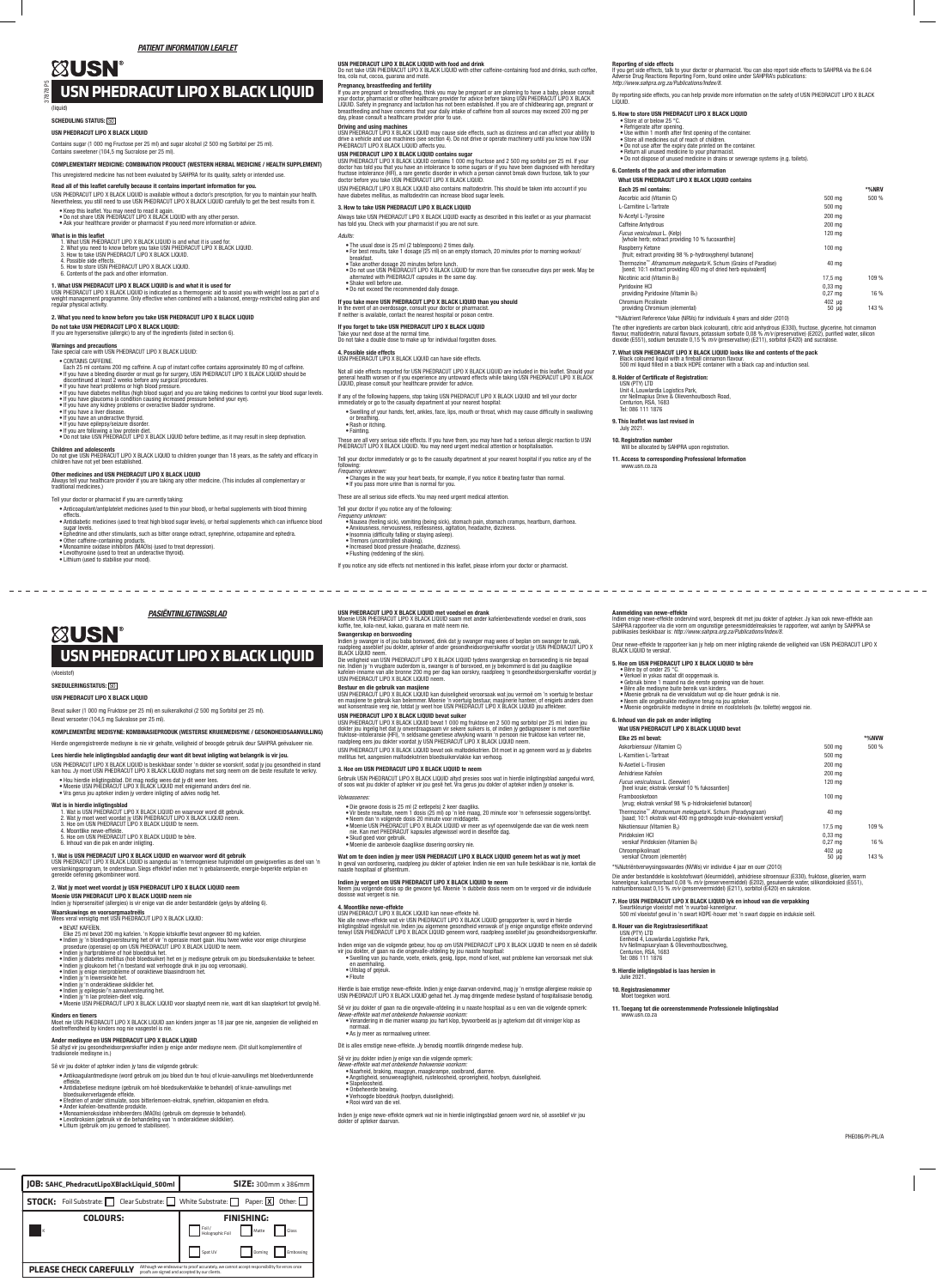*PATIENT INFORMATION LEAFLET*

# USN®

# USN PHEDRACUT LIPO X BLACK LIQUID

(liquid)

**SCHEDULING STATUS:** S0

**USN PHEDRACUT LIPO X BLACK LIQUID**

Contains sugar (1 000 mg Fructose per 25 ml) and sugar alcohol (2 500 mg Sorbitol per 25 ml).
Contains sweetener (104,5 mg Sucralose per 25 ml).

**COMPLEMENTARY MEDICINE: COMBINATION PRODUCT (WESTERN HERBAL MEDICINE / HEALTH SUPPLEMENT)**

This unregistered medicine has not been evaluated by SAHPRA for its quality, safety or intended use.

**Read all of this leaflet carefully because it contains important information for you.**
USN PHEDRACUT LIPO X BLACK LIQUID is available without a doctor's prescription, for you to maintain your health. Nevertheless, you still need to use USN PHEDRACUT LIPO X BLACK LIQUID carefully to get the best results from it.

- Keep this leaflet. You may need to read it again.
- Do not share USN PHEDRACUT LIPO X BLACK LIQUID with any other person.
- Ask your healthcare provider or pharmacist if you need more information or advice.

**What is in this leaflet**
1. What USN PHEDRACUT LIPO X BLACK LIQUID is and what it is used for.
2. What you need to know before you take USN PHEDRACUT LIPO X BLACK LIQUID.
3. How to take USN PHEDRACUT LIPO X BLACK LIQUID.
4. Possible side effects.
5. How to store USN PHEDRACUT LIPO X BLACK LIQUID.
6. Contents of the pack and other information.

**1. What USN PHEDRACUT LIPO X BLACK LIQUID is and what it is used for**
USN PHEDRACUT LIPO X BLACK LIQUID is indicated as a thermogenic aid to assist you with weight loss as part of a weight management programme. Only effective when combined with a balanced, energy-restricted eating plan and regular physical activity.

**2. What you need to know before you take USN PHEDRACUT LIPO X BLACK LIQUID**

**Do not take USN PHEDRACUT LIPO X BLACK LIQUID:**
If you are hypersensitive (allergic) to any of the ingredients (listed in section 6).

**Warnings and precautions**
Take special care with USN PHEDRACUT LIPO X BLACK LIQUID:

- CONTAINS CAFFEINE
  Each 25 ml contains 200 mg caffeine. A cup of instant coffee contains approximately 80 mg of caffeine.
- If you have a bleeding disorder or must go for surgery, USN PHEDRACUT LIPO X BLACK LIQUID should be discontinued at least 2 weeks before any surgical procedures.
- If you have heart problems or high blood pressure.
- If you have diabetes mellitus (high blood sugar) and you are taking medicines to control your blood sugar levels.
- If you have glaucoma (a condition causing increased pressure behind your eye).
- If you have any kidney problems or overactive bladder syndrome.
- If you have a liver disease.
- If you have an underactive thyroid.
- If you have epilepsy/seizure disorder.
- If you are following a low protein diet.
- Do not take USN PHEDRACUT LIPO X BLACK LIQUID before bedtime, as it may result in sleep deprivation.

**Children and adolescents**
Do not give USN PHEDRACUT LIPO X BLACK LIQUID to children younger than 18 years, as the safety and efficacy in children have not yet been established.

**Other medicines and USN PHEDRACUT LIPO X BLACK LIQUID**
Always tell your healthcare provider if you are taking any other medicine. (This includes all complementary or traditional medicines.)

Tell your doctor or pharmacist if you are currently taking:

- Anticoagulant/antiplatelet medicines (used to thin your blood), or herbal supplements with blood thinning effects.
- Antidiabetic medicines (used to treat high blood sugar levels), or herbal supplements which can influence blood sugar levels.
- Ephedrine and other stimulants, such as bitter orange extract, synephrine, octopamine and ephedra.
- Other caffeine-containing products.
- Monoamine oxidase inhibitors (MAOIs) (used to treat depression).
- Levothyroxine (used to treat an underactive thyroid).
- Lithium (used to stabilise your mood).

**USN PHEDRACUT LIPO X BLACK LIQUID with food and drink**
Do not take USN PHEDRACUT LIPO X BLACK LIQUID with other caffeine-containing food and drinks, such coffee, tea, cola nut, cocoa, guarana and maté.

**Pregnancy, breastfeeding and fertility**
If you are pregnant or breastfeeding, think you may be pregnant or are planning to have a baby, please consult your doctor, pharmacist or other healthcare provider for advice before taking USN PHEDRACUT LIPO X BLACK LIQUID. Safety in pregnancy and lactation has not been established. If you are of childbearing age, pregnant or breastfeeding and have concerns that your daily intake of caffeine from all sources may exceed 200 mg per day, please consult a healthcare provider prior to use.

**Driving and using machines**
USN PHEDRACUT LIPO X BLACK LIQUID may cause side effects, such as dizziness and can affect your ability to drive a vehicle and use machines (see section 4). Do not drive or operate machinery until you know how USN PHEDRACUT LIPO X BLACK LIQUID affects you.

**USN PHEDRACUT LIPO X BLACK LIQUID contains sugar**
USN PHEDRACUT LIPO X BLACK LIQUID contains 1 000 mg fructose and 2 500 mg sorbitol per 25 ml. If your doctor has told you that you have an intolerance to some sugars or if you have been diagnosed with hereditary fructose intolerance (HFI), a rare genetic disorder in which a person cannot break down fructose, talk to your doctor before you take USN PHEDRACUT LIPO X BLACK LIQUID.

USN PHEDRACUT LIPO X BLACK LIQUID also contains maltodextrin. This should be taken into account if you have diabetes mellitus, as maltodextrin can increase blood sugar levels.

**3. How to take USN PHEDRACUT LIPO X BLACK LIQUID**
Always take USN PHEDRACUT LIPO X BLACK LIQUID exactly as described in this leaflet or as your pharmacist has told you. Check with your pharmacist if you are not sure.

*Adults:*

- The usual dose is 25 ml (2 tablespoons) 2 times daily.
- For best results, take 1 dosage (25 ml) on an empty stomach, 20 minutes prior to morning workout/breakfast.
- Take another dosage 20 minutes before lunch.
- Do not use USN PHEDRACUT LIPO X BLACK LIQUID for more than five consecutive days per week. May be alternated with PHEDRACUT capsules in the same day.
- Shake well before use.
- Do not exceed the recommended daily dosage.

**If you take more USN PHEDRACUT LIPO X BLACK LIQUID than you should**
In the event of an overdosage, consult your doctor or pharmacist.
If neither is available, contact the nearest hospital or poison centre.

**If you forget to take USN PHEDRACUT LIPO X BLACK LIQUID**
Take your next dose at the normal time.
Do not take a double dose to make up for individual forgotten doses.

**4. Possible side effects**
USN PHEDRACUT LIPO X BLACK LIQUID can have side effects.

Not all side effects reported for USN PHEDRACUT LIPO X BLACK LIQUID are included in this leaflet. Should your general health worsen or if you experience any untoward effects while taking USN PHEDRACUT LIPO X BLACK LIQUID, please consult your healthcare provider for advice.

If any of the following happens, stop taking USN PHEDRACUT LIPO X BLACK LIQUID and tell your doctor immediately or go to the casualty department at your nearest hospital:

- Swelling of your hands, feet, ankles, face, lips, mouth or throat, which may cause difficulty in swallowing or breathing.
- Rash or itching.
- Fainting.

These are all very serious side effects. If you have them, you may have had a serious allergic reaction to USN PHEDRACUT LIPO X BLACK LIQUID. You may need urgent medical attention or hospitalisation.

Tell your doctor immediately or go to the casualty department at your nearest hospital if you notice any of the following:
*Frequency unknown:*
- Changes in the way your heart beats, for example, if you notice it beating faster than normal.
- If you pass more urine than is normal for you.

These are all serious side effects. You may need urgent medical attention.

Tell your doctor if you notice any of the following:
*Frequency unknown:*
- Nausea (feeling sick), vomiting (being sick), stomach pain, stomach cramps, heartburn, diarrhoea.
- Anxiousness, nervousness, restlessness, agitation, headache, dizziness.
- Insomnia (difficulty falling or staying asleep).
- Tremors (uncontrolled shaking).
- Increased blood pressure (headache, dizziness).
- Flushing (reddening of the skin).

If you notice any side effects not mentioned in this leaflet, please inform your doctor or pharmacist.

**Reporting of side effects**
If you get side effects, talk to your doctor or pharmacist. You can also report side effects to SAHPRA via the 6.04 Adverse Drug Reactions Reporting Form, found online under SAHPRA's publications:
*http://www.sahpra.org.za/Publications/Index/8*

By reporting side effects, you can help provide more information on the safety of USN PHEDRACUT LIPO X BLACK LIQUID.

**5. How to store USN PHEDRACUT LIPO X BLACK LIQUID**
- Store at or below 25 °C.
- Refrigerate after opening.
- Use within 1 month after first opening of the container.
- Store all medicines out of reach of children.
- Do not use after the expiry date printed on the container.
- Return all unused medicine to your pharmacist.
- Do not dispose of unused medicine in drains or sewerage systems (e.g. toilets).

**6. Contents of the pack and other information**

**What USN PHEDRACUT LIPO X BLACK LIQUID contains**

| Each 25 ml contains: | | *%NRV |
|---|---|---|
| Ascorbic acid (Vitamin C) | 500 mg | 500 % |
| L-Carnitine L-Tartrate | 500 mg | |
| N-Acetyl L-Tyrosine | 200 mg | |
| Caffeine Anhydrous | 200 mg | |
| *Fucus vesiculosus* L. (Kelp) [whole herb; extract providing 10 % fucoxanthin] | 120 mg | |
| Raspberry Ketone [fruit; extract providing 98 % p-hydroxyphenyl butanone] | 100 mg | |
| Thermozine™ *Aframomum melegueta* K. Schum (Grains of Paradise) [seed; 10:1 extract providing 400 mg of dried herb equivalent] | 40 mg | |
| Nicotinic acid (Vitamin $B_3$) | 17,5 mg | 109 % |
| Pyridoxine HCl providing Pyridoxine (Vitamin $B_6$) | 0,33 mg 0,27 mg | 16 % |
| Chromium Picolinate providing Chromium (elemental) | 402 µg 50 µg | 143 % |

*%Nutrient Reference Value (NRVs) for individuals 4 years and older (2010)

The other ingredients are carbon black (colourant), citric acid anhydrous (E330), fructose, glycerine, hot cinnamon flavour, maltodextrin, natural flavours, potassium sorbate 0,08 % *m/v* (preservative) (E202), purified water, silicon dioxide (E551), sodium benzoate 0,15 % *m/v* (preservative) (E211), sorbitol (E420) and sucralose.

**7. What USN PHEDRACUT LIPO X BLACK LIQUID looks like and contents of the pack**
Black coloured liquid with a fireball cinnamon flavour.
500 ml liquid filled in a black HDPE container with a black cap and induction seal.

**8. Holder of Certificate of Registration:**
USN (PTY) LTD
Unit 4, Louwlardia Logistics Park,
cnr Nellmapius Drive & Olievenhoutbosch Road,
Centurion, RSA, 1683
Tel: 086 111 1876

**9. This leaflet was last revised in**
July 2021.

**10. Registration number**
Will be allocated by SAHPRA upon registration.

**11. Access to corresponding Professional Information**
www.usn.co.za

---

*PASIËNTINLIGTINGSBLAD*

# USN®

# USN PHEDRACUT LIPO X BLACK LIQUID

(vloeistof)

**SKEDULERINGSTATUS:** S0

**USN PHEDRACUT LIPO X BLACK LIQUID**

Bevat suiker (1 000 mg Fruktose per 25 ml) en suikeralkohol (2 500 mg Sorbitol per 25 ml).
Bevat versoeter (104,5 mg Sukralose per 25 ml).

**KOMPLEMENTÊRE MEDISYNE: KOMBINASIEPRODUK (WESTERSE KRUIEMEDISYNE / GESONDHEIDSAANVULLING)**

Hierdie ongeregistreerde medisyne is nie vir gehalte, veiligheid of beoogde gebruik deur SAHPRA geëvalueer nie.

**Lees hierdie inligtingsblad aandagtig deur want dit bevat inligting wat belangrik is vir jou.**
USN PHEDRACUT LIPO X BLACK LIQUID is beskikbaar sonder 'n dokter se voorskrif, sodat jy jou gesondheid in stand kan hou. Jy moet USN PHEDRACUT LIPO X BLACK LIQUID nogtans met sorg neem om die beste resultate te verkry.

- Hou hierdie inligtingsblad. Dit mag nodig wees dat jy dit weer lees.
- Moenie USN PHEDRACUT LIPO X BLACK LIQUID met enigiemand anders deel nie.
- Vra gerus jou apteker indien jy verdere inligting of advies nodig het.

**Wat is in hierdie inligtingsblad**
1. Wat is USN PHEDRACUT LIPO X BLACK LIQUID en waarvoor word dit gebruik.
2. Wat jy moet weet voordat jy USN PHEDRACUT LIPO X BLACK LIQUID neem.
3. Hoe om USN PHEDRACUT LIPO X BLACK LIQUID te neem.
4. Moontlike newe-effekte.
5. Hoe om USN PHEDRACUT LIPO X BLACK LIQUID te bêre.
6. Inhoud van die pak en ander inligting.

**1. Wat is USN PHEDRACUT LIPO X BLACK LIQUID en waarvoor word dit gebruik**
USN PHEDRACUT LIPO X BLACK LIQUID is aangedui as 'n termogeniese hulpmiddel om gewigsverlies as deel van 'n verslankingsprogram, te ondersteun. Slegs effektief indien met 'n gebalanseerde, energie-beperkte eetplan en gereelde oefening gekombineer word.

**2. Wat jy moet weet voordat jy USN PHEDRACUT LIPO X BLACK LIQUID neem**

**Moenie USN PHEDRACUT LIPO X BLACK LIQUID neem nie**
Indien jy hipersensitief (allergies) is vir enige van die ander bestanddele (gelys by afdeling 6).

**Waarskuwings en voorsorgmaatreëls**
Wees veral versigtig met USN PHEDRACUT LIPO X BLACK LIQUID:

- BEVAT KAFFEïEN.
  Elke 25 ml bevat 200 mg kafeïen. 'n Koppie kitskoffie bevat ongeveer 80 mg kafeïen.
- Indien jy 'n bloedingsversteuring het of vir 'n operasie moet gaan. Hou twee weke voor enige chirurgiese prosedure (operasie) op om USN PHEDRACUT LIPO X BLACK LIQUID te neem.
- Indien jy hartprobleme of hoë bloeddruk het.
- Indien jy diabetes mellitus (hoë bloedsuiker) het en jy medisyne gebruik om jou bloedsuikervlakke te beheer.
- Indien jy gloukoom het ('n toestand wat verhoogde druk in jou oog veroorsaak).
- Indien jy enige nierprobleme of ooraktiewe blaassindroom het.
- Indien jy 'n lewersiekte het.
- Indien jy 'n onderaktiewe skildklier het.
- Indien jy epilepsie/'n aanvalversteuring het.
- Indien jy 'n lae proteïen-dieet volg.
- Moenie USN PHEDRACUT LIPO X BLACK LIQUID voor slaaptyd neem nie, want dit kan slaaptekort tot gevolg hê.

**Kinders en tieners**
Moet nie USN PHEDRACUT LIPO X BLACK LIQUID aan kinders jonger as 18 jaar gee nie, aangesien die veiligheid en doeltreffendheid by kinders nog nie vasgestel is nie.

**Ander medisyne en USN PHEDRACUT LIPO X BLACK LIQUID**
Sê altyd vir jou gesondheidsorgverskaffer indien jy enige ander medisyne neem. (Dit sluit komplementêre of tradisionele medisyne in.)

Sê vir jou dokter of apteker indien jy tans die volgende gebruik:

- Antikoagulantmedisyne (word gebruik om jou bloed dun te hou) of kruie-aanvullings met bloedverdunnende effekte.
- Antidiabetiese medisyne (gebruik om hoë bloedsuikervlakke te behandel) of kruie-aanvullings met bloedsuikerverlagende effekte.
- Efedrien of ander stimulante, soos bitterlemoen-ekstrak, synefrien, oktopamien en efedra.
- Ander kafeïen-bevattende produkte.
- Monoamienoksidase inhibeerders (MAOIs) (gebruik om depressie te behandel).
- Levotiroksien (gebruik vir die behandeling van 'n onderaktiewe skildklier).
- Litium (gebruik om jou gemoed te stabiliseer).

**USN PHEDRACUT LIPO X BLACK LIQUID met voedsel en drank**
Moenie USN PHEDRACUT LIPO X BLACK LIQUID saam met ander kafeïenbevattende voedsel en drank, soos koffie, tee, kola-neut, kakao, guarana en maté neem nie.

**Swangerskap en borsvoeding**
Indien jy swanger is of jou baba borsvoed, dink dat jy swanger mag wees of beplan om swanger te raak, raadpleeg asseblief jou dokter, apteker of ander gesondheidsorgverskaffer voordat jy USN PHEDRACUT LIPO X BLACK LIQUID neem.
Die veiligheid van USN PHEDRACUT LIPO X BLACK LIQUID tydens swangerskap en borsvoeding is nie bepaal nie. Indien jy 'n vrugbare ouderdom is, swanger is of borsvoed, en jy bekommerd is dat jou daaglikse kafeïen-inname van alle bronne 200 mg per dag kan oorskry, raadpleeg 'n gesondheidsorgverskaffer voordat jy USN PHEDRACUT LIPO X BLACK LIQUID neem.

**Bestuur en die gebruik van masjiene**
USN PHEDRACUT LIPO X BLACK LIQUID kan duiseligheid veroorsaak wat jou vermoë om 'n voertuig te bestuur en masjiene te gebruik kan belemmer. Moenie 'n voertuig bestuur, masjinerie hanteer, of enigiets anders doen wat konsentrasie vereis nie, totdat jy weet hoe USN PHEDRACUT LIPO X BLACK LIQUID jou affekteer.

**USN PHEDRACUT LIPO X BLACK LIQUID bevat suiker**
USN PHEDRACUT LIPO X BLACK LIQUID bevat 1 000 mg fruktose en 2 500 mg sorbitol per 25 ml. Indien jou dokter jou ingelig het dat jy onverdraagsaam vir sekere suikers is, of indien jy gediagnoseer is met oorerflike fruktose-intoleransie (HFI), 'n seldsame genetiese afwyking waarin 'n persoon nie fruktose kan verteer nie, raadpleeg eers jou dokter voordat jy USN PHEDRACUT LIPO X BLACK LIQUID neem.

USN PHEDRACUT LIPO X BLACK LIQUID bevat ook maltodekstrien. Dit moet in ag geneem word as jy diabetes mellitus het, aangesien maltodekstrien bloedsuikervlakke kan verhoog.

**3. Hoe om USN PHEDRACUT LIPO X BLACK LIQUID te neem**
Gebruik USN PHEDRACUT LIPO X BLACK LIQUID altyd presies soos wat in hierdie inligtingsblad aangedui word, of soos wat jou dokter of apteker vir jou gesê het. Vra gerus jou dokter of apteker indien jy onseker is.

*Volwassenes:*

- Die gewone dosis is 25 ml (2 eetlepels) 2 keer daagliks.
- Vir beste resultate, neem 1 dosis (25 ml) op 'n leë maag, 20 minute voor 'n oefensessie soggens/ontbyt.
- Neem dan 'n volgende dosis 20 minute voor middagete.
- Moenie USN PHEDRACUT LIPO X BLACK LIQUID vir meer as vyf opeenvolgende dae van die week neem nie. Kan met PHEDRACUT kapsules afgewissel word in dieselfde dag.
- Skud goed voor gebruik.
- Moenie die aanbevole daaglikse dosering oorskry nie.

**Wat om te doen indien jy meer USN PHEDRACUT LIPO X BLACK LIQUID geneem het as wat jy moet**
In geval van oordosering, raadpleeg jou dokter of apteker. Indien nie een van hulle beskikbaar is nie, kontak die naaste hospitaal of gifsentrum.

**Indien jy vergeet om USN PHEDRACUT LIPO X BLACK LIQUID te neem**
Neem jou volgende dosis op die gewone tyd. Moenie 'n dubbele dosis neem om te vergoed vir die individuele dosisse wat vergeet is nie.

**4. Moontlike newe-effekte**
USN PHEDRACUT LIPO X BLACK LIQUID kan newe-effekte hê.
Nie alle newe-effekte wat vir USN PHEDRACUT LIPO X BLACK LIQUID gerapporteer is, word in hierdie inligtingsblad ingesluit nie. Indien jou algemene gesondheid verswak of jy enige ongewenste effekte ondervind terwyl USN PHEDRACUT LIPO X BLACK LIQUID geneem word, raadpleeg asseblief jou gesondheidsorgverskaffer.

Indien enige van die volgende gebeur, hou op om USN PHEDRACUT LIPO X BLACK LIQUID te neem en sê dadelik vir jou dokter, of gaan na die ongevalle-afdeling by jou naaste hospitaal:
- Swelling van jou hande, voete, enkels, gesig, lippe, mond of keel, wat probleme kan veroorsaak met sluk en asemhaling.
- Uitslag of gejeuk.
- Floute

Hierdie is baie ernstige newe-effekte. Indien jy enige daarvan ondervind, mag jy 'n ernstige allergiese reaksie op USN PHEDRACUT LIPO X BLACK LIQUID gehad het. Jy mag dringende mediese bystand of hospitalisasie benodig.

Sê vir jou dokter of gaan na die ongevalle-afdeling in u naaste hospitaal as u een van die volgende opmerk:
*Newe-effekte wat met onbekende frekwensie voorkom:*
- Verandering in die manier waarop jou hart klop, byvoorbeeld as jy agterkom dat dit vinniger klop as normaal.
- As jy meer as normaalweg urineer.

Dit is alles ernstige newe-effekte. Jy benodig moontlik dringende mediese hulp.

Sê vir jou dokter indien jy enige van die volgende opmerk:
*Newe-effekte wat met onbekende frekwensie voorkom:*
- Naarheid, braking, maagpyn, maagkrampe, sooibrand, diarree.
- Angstigheid, senuweeagtigheid, rusteloosheid, opgewondenheid, hoofpyn, duiseligheid.
- Slapeloosheid.
- Onbeheerde bewing.
- Verhoogde bloeddruk (hoofpyn, duiseligheid).
- Rooi word van die vel.

Indien jy enige newe-effekte opmerk wat nie in hierdie inligtingsblad genoem word nie, sê asseblief vir jou dokter of apteker daarvan.

**Aanmelding van newe-effekte**
Indien enige newe-effekte ondervind word, bespreek dit met jou dokter of apteker. Jy kan ook newe-effekte aan SAHPRA rapporteer via die vorm om ongunstige geneesmiddelreaksies te rapporteer, wat aanlyn by SAHPRA se publikasies beskikbaar is: *http://www.sahpra.org.za/Publications/Index/8.*

Deur newe-effekte te rapporteer kan jy help om meer inligting rakende die veiligheid van USN PHEDRACUT LIPO X BLACK LIQUID te verskaf.

**5. Hoe om USN PHEDRACUT LIPO X BLACK LIQUID te bêre**
- Bêre by of onder 25 °C.
- Verkoel in yskas nadat dit oopgemaak is.
- Gebruik binne 1 maand na die eerste opening van die houer.
- Bêre alle medisyne buite bereik van kinders.
- Moenie gebruik na die vervaldatum wat op die houer gedruk is nie.
- Neem alle ongebruikte medisyne terug na jou apteker.
- Moenie ongebruikte medisyne in dreine en rioolstelsels (bv. toilette) weggooi nie.

**6. Inhoud van die pak en ander inligting**

**Wat USN PHEDRACUT LIPO X BLACK LIQUID bevat**

| Elke 25 ml bevat: | | *%NVW |
|---|---|---|
| Askorbiensuur (Vitamien C) | 500 mg | 500 % |
| L-Karnitien L-Tartraat | 500 mg | |
| N-Asetiel L-Tirosien | 200 mg | |
| Anhidriese Kafeïen | 200 mg | |
| *Fucus vesiculosus* L. (Seewier) [heel kruie; ekstrak verskaf 10 % fukosantien] | 120 mg | |
| Framboosketoon [vrug; ekstrak verskaf 98 % p-hidroksiefeniel butanoon] | 100 mg | |
| Thermozine™ *Aframomum melegueta* K. Schum (Paradyssaad) [saad; 10:1 ekstrak wat 400 mg gedroogde kruie-ekwivalent verskaf] | 40 mg | |
| Nikotiensuur (Vitamien $B_3$) | 17,5 mg | 109 % |
| Piridoksien HCl verskaf Piridoksien (Vitamien $B_6$) | 0,33 mg 0,27 mg | 16 % |
| Chroompikolinaat verskaf Chroom (elementêr) | 402 µg 50 µg | 143 % |

*%Nutriëntverwysingswaardes (NVWs) vir individue 4 jaar en ouer (2010)

Die ander bestanddele is koolstofswart (kleurmiddel), anhidriese sitroensuur (E330), fruktose, gliserien, warm kaneelgeur, kaliumsorbaat 0,08 % *m/v* (preserveermiddel) (E202), gesuiwerde water, silikondioksied (E551), natriumbensoaat 0,15 % *m/v* (preserveermiddel) (E211), sorbitol (E420) en sukralose.

**7. Hoe USN PHEDRACUT LIPO X BLACK LIQUID lyk en inhoud van die verpakking**
Swartkleurige vloeistof met 'n vuurbal-kaneelgeur.
500 ml vloeistof gevul in 'n swart HDPE-houer met 'n swart doppie en induksie seël.

**8. Houer van die Registrasiesertifikaat**
USN (PTY) LTD
Eenheid 4, Louwlardia Logistieke Park,
h/v Nellmapiusrylaan & Olievenhoutboschweg,
Centurion, RSA, 1683
Tel: 086 111 1876

**9. Hierdie inligtingsblad is laas hersien in**
Julie 2021.

**10. Registrasienommer**
Moet toegeken word.

**11. Toegang tot die ooreenstemmende Professionele Inligtingsblad**
www.usn.co.za

PHE086/PI-PIL/A

| JOB: SAHC_PhedracutLipoXBlackLiquid_500ml | SIZE: 300mm x 386mm |
|---|---|
| STOCK: Foil Substrate: ☐ Clear Substrate: ☐ White Substrate: ☐ Paper: ☒ Other: ☐ | |
| COLOURS: K | FINISHING: Foil / Holographic Foil ☐ Matte ☐ Gloss ☐ Spot UV ☐ Doming ☐ Embossing ☐ |
| PLEASE CHECK CAREFULLY | Although we endeavour to proof accurately, we cannot accept responsibility for errors once proofs are signed and accepted by our clients. |